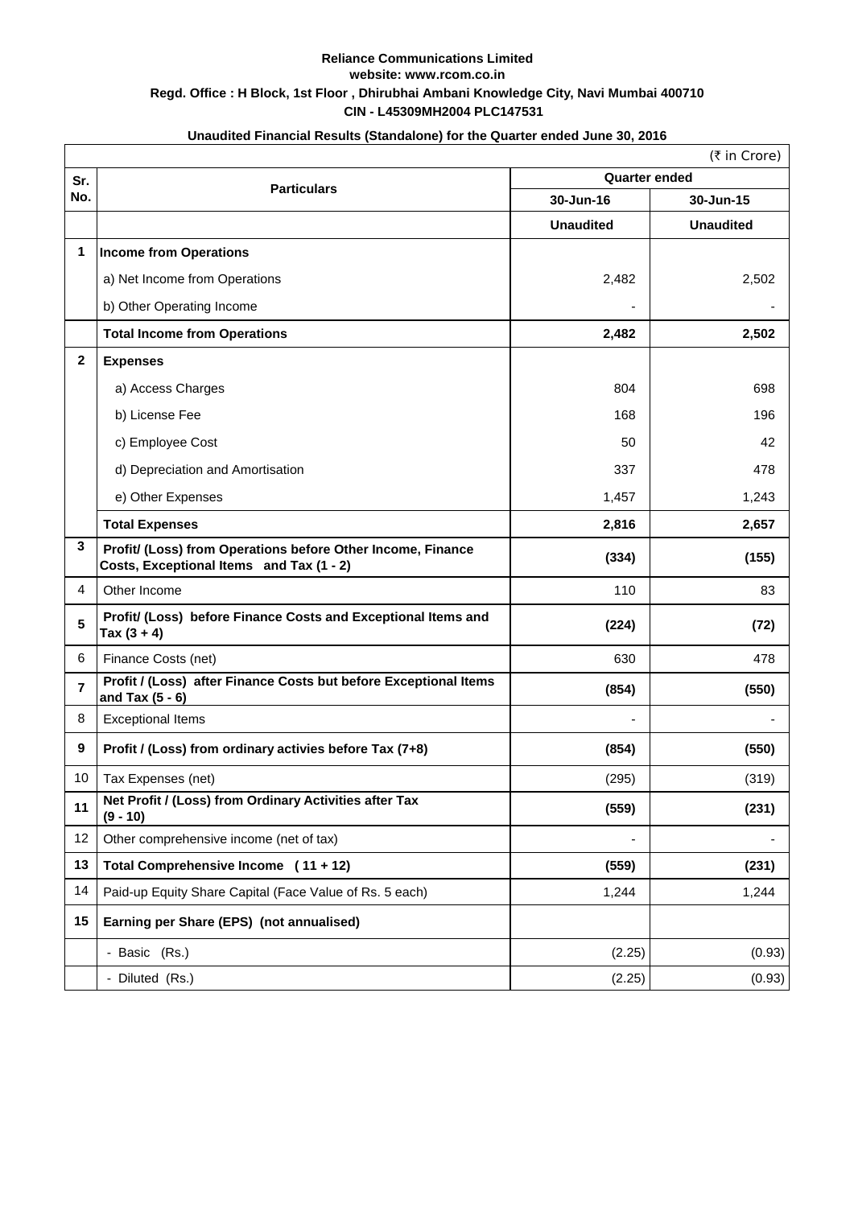**Reliance Communications Limited**
**website: www.rcom.co.in**
**Regd. Office : H Block, 1st Floor , Dhirubhai Ambani Knowledge City, Navi Mumbai 400710**
**CIN - L45309MH2004 PLC147531**

**Unaudited Financial Results (Standalone) for the Quarter ended June 30, 2016**

(₹ in Crore)

| Sr. No. | Particulars | Quarter ended | |
|---|---|---|---|
| | | 30-Jun-16 | 30-Jun-15 |
| | | **Unaudited** | **Unaudited** |
| **1** | **Income from Operations** | | |
| | a) Net Income from Operations | 2,482 | 2,502 |
| | b) Other Operating Income | - | - |
| | **Total Income from Operations** | **2,482** | **2,502** |
| **2** | **Expenses** | | |
| | a) Access Charges | 804 | 698 |
| | b) License Fee | 168 | 196 |
| | c) Employee Cost | 50 | 42 |
| | d) Depreciation and Amortisation | 337 | 478 |
| | e) Other Expenses | 1,457 | 1,243 |
| | **Total Expenses** | **2,816** | **2,657** |
| **3** | **Profit/ (Loss) from Operations before Other Income, Finance Costs, Exceptional Items and Tax (1 - 2)** | **(334)** | **(155)** |
| 4 | Other Income | 110 | 83 |
| **5** | **Profit/ (Loss) before Finance Costs and Exceptional Items and Tax (3 + 4)** | **(224)** | **(72)** |
| 6 | Finance Costs (net) | 630 | 478 |
| **7** | **Profit / (Loss) after Finance Costs but before Exceptional Items and Tax (5 - 6)** | **(854)** | **(550)** |
| 8 | Exceptional Items | - | - |
| **9** | **Profit / (Loss) from ordinary activies before Tax (7+8)** | **(854)** | **(550)** |
| 10 | Tax Expenses (net) | (295) | (319) |
| **11** | **Net Profit / (Loss) from Ordinary Activities after Tax (9 - 10)** | **(559)** | **(231)** |
| 12 | Other comprehensive income (net of tax) | - | - |
| **13** | **Total Comprehensive Income (11 + 12)** | **(559)** | **(231)** |
| 14 | Paid-up Equity Share Capital (Face Value of Rs. 5 each) | 1,244 | 1,244 |
| **15** | **Earning per Share (EPS) (not annualised)** | | |
| | - Basic (Rs.) | (2.25) | (0.93) |
| | - Diluted (Rs.) | (2.25) | (0.93) |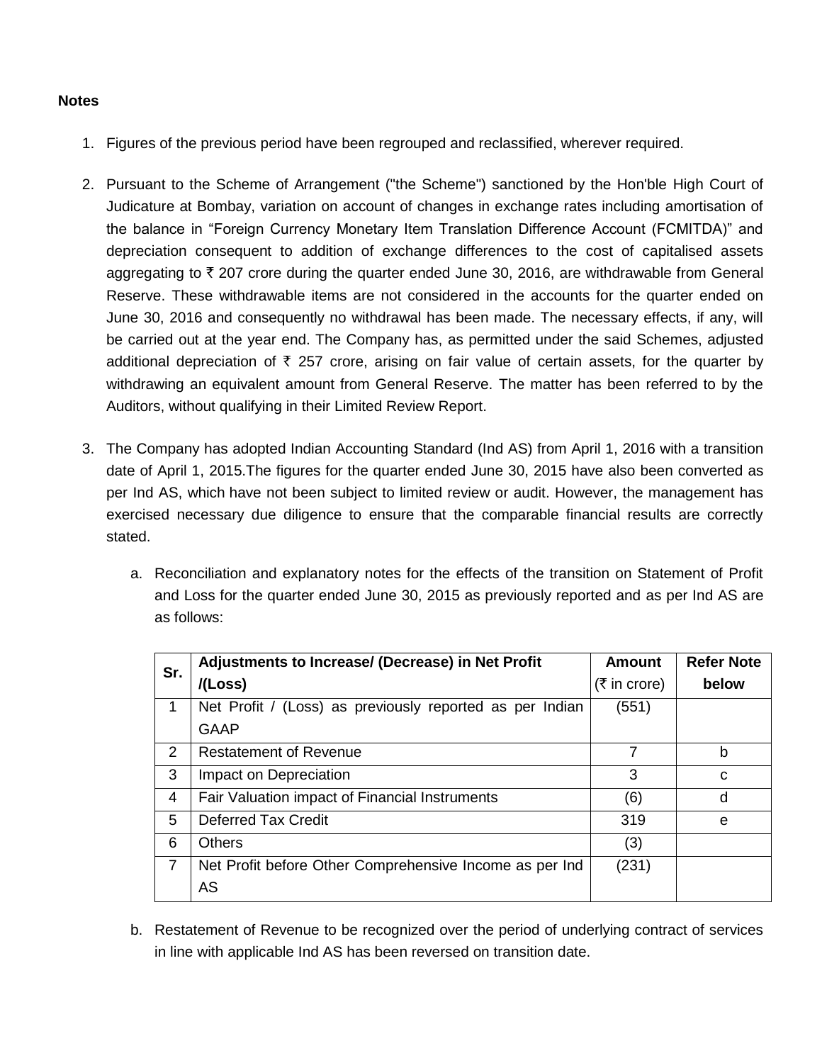**Notes**

1. Figures of the previous period have been regrouped and reclassified, wherever required.

2. Pursuant to the Scheme of Arrangement ("the Scheme") sanctioned by the Hon'ble High Court of Judicature at Bombay, variation on account of changes in exchange rates including amortisation of the balance in "Foreign Currency Monetary Item Translation Difference Account (FCMITDA)" and depreciation consequent to addition of exchange differences to the cost of capitalised assets aggregating to ₹ 207 crore during the quarter ended June 30, 2016, are withdrawable from General Reserve. These withdrawable items are not considered in the accounts for the quarter ended on June 30, 2016 and consequently no withdrawal has been made. The necessary effects, if any, will be carried out at the year end. The Company has, as permitted under the said Schemes, adjusted additional depreciation of ₹ 257 crore, arising on fair value of certain assets, for the quarter by withdrawing an equivalent amount from General Reserve. The matter has been referred to by the Auditors, without qualifying in their Limited Review Report.

3. The Company has adopted Indian Accounting Standard (Ind AS) from April 1, 2016 with a transition date of April 1, 2015.The figures for the quarter ended June 30, 2015 have also been converted as per Ind AS, which have not been subject to limited review or audit. However, the management has exercised necessary due diligence to ensure that the comparable financial results are correctly stated.

   a. Reconciliation and explanatory notes for the effects of the transition on Statement of Profit and Loss for the quarter ended June 30, 2015 as previously reported and as per Ind AS are as follows:

| Sr. | Adjustments to Increase/ (Decrease) in Net Profit /(Loss) | Amount (₹ in crore) | Refer Note below |
|---|---|---|---|
| 1 | Net Profit / (Loss) as previously reported as per Indian GAAP | (551) | |
| 2 | Restatement of Revenue | 7 | b |
| 3 | Impact on Depreciation | 3 | c |
| 4 | Fair Valuation impact of Financial Instruments | (6) | d |
| 5 | Deferred Tax Credit | 319 | e |
| 6 | Others | (3) | |
| 7 | Net Profit before Other Comprehensive Income as per Ind AS | (231) | |

   b. Restatement of Revenue to be recognized over the period of underlying contract of services in line with applicable Ind AS has been reversed on transition date.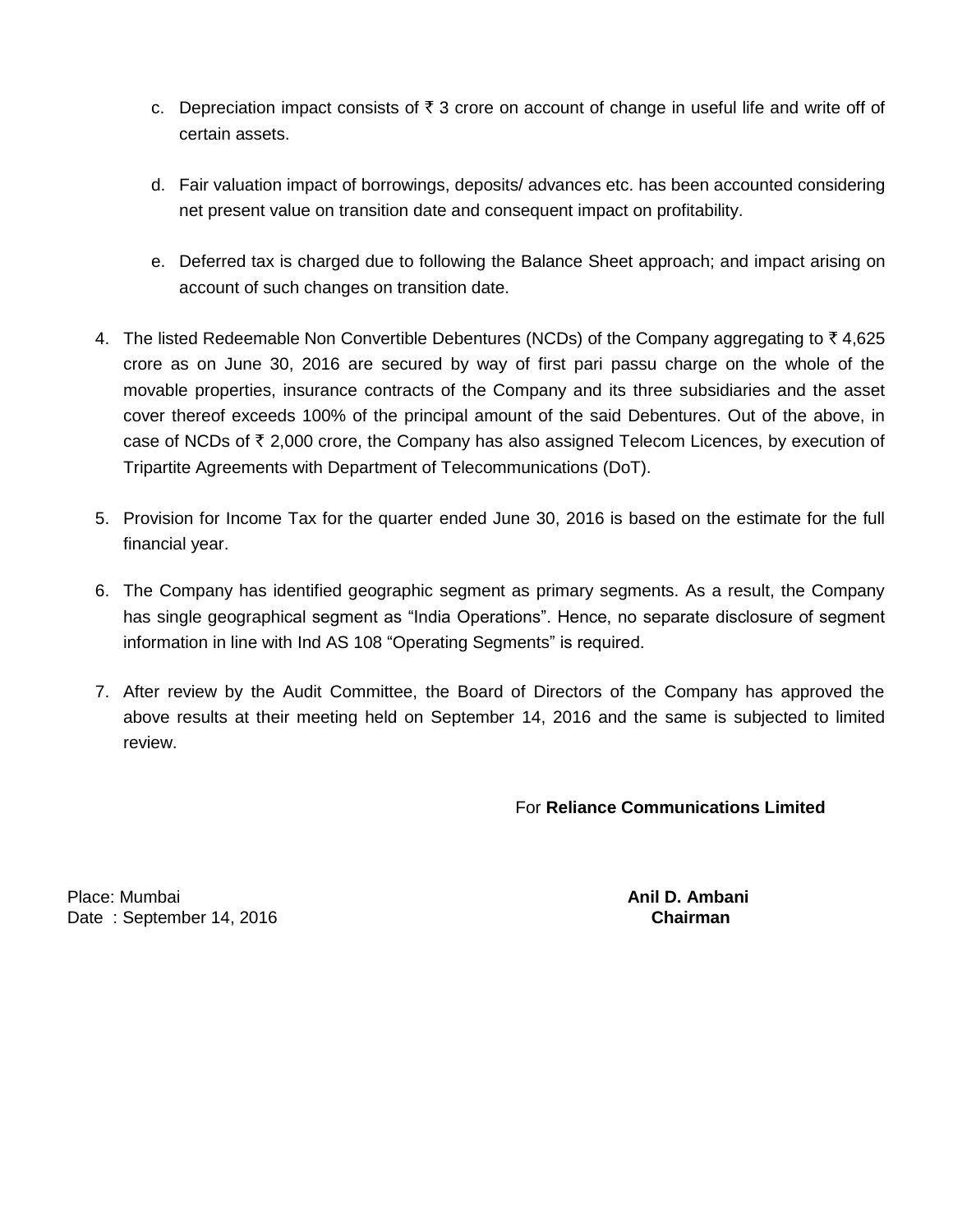c. Depreciation impact consists of ₹ 3 crore on account of change in useful life and write off of certain assets.

d. Fair valuation impact of borrowings, deposits/ advances etc. has been accounted considering net present value on transition date and consequent impact on profitability.

e. Deferred tax is charged due to following the Balance Sheet approach; and impact arising on account of such changes on transition date.

4. The listed Redeemable Non Convertible Debentures (NCDs) of the Company aggregating to ₹ 4,625 crore as on June 30, 2016 are secured by way of first pari passu charge on the whole of the movable properties, insurance contracts of the Company and its three subsidiaries and the asset cover thereof exceeds 100% of the principal amount of the said Debentures. Out of the above, in case of NCDs of ₹ 2,000 crore, the Company has also assigned Telecom Licences, by execution of Tripartite Agreements with Department of Telecommunications (DoT).

5. Provision for Income Tax for the quarter ended June 30, 2016 is based on the estimate for the full financial year.

6. The Company has identified geographic segment as primary segments. As a result, the Company has single geographical segment as “India Operations”. Hence, no separate disclosure of segment information in line with Ind AS 108 “Operating Segments” is required.

7. After review by the Audit Committee, the Board of Directors of the Company has approved the above results at their meeting held on September 14, 2016 and the same is subjected to limited review.

For **Reliance Communications Limited**

Place: Mumbai
Date : September 14, 2016

**Anil D. Ambani**
**Chairman**